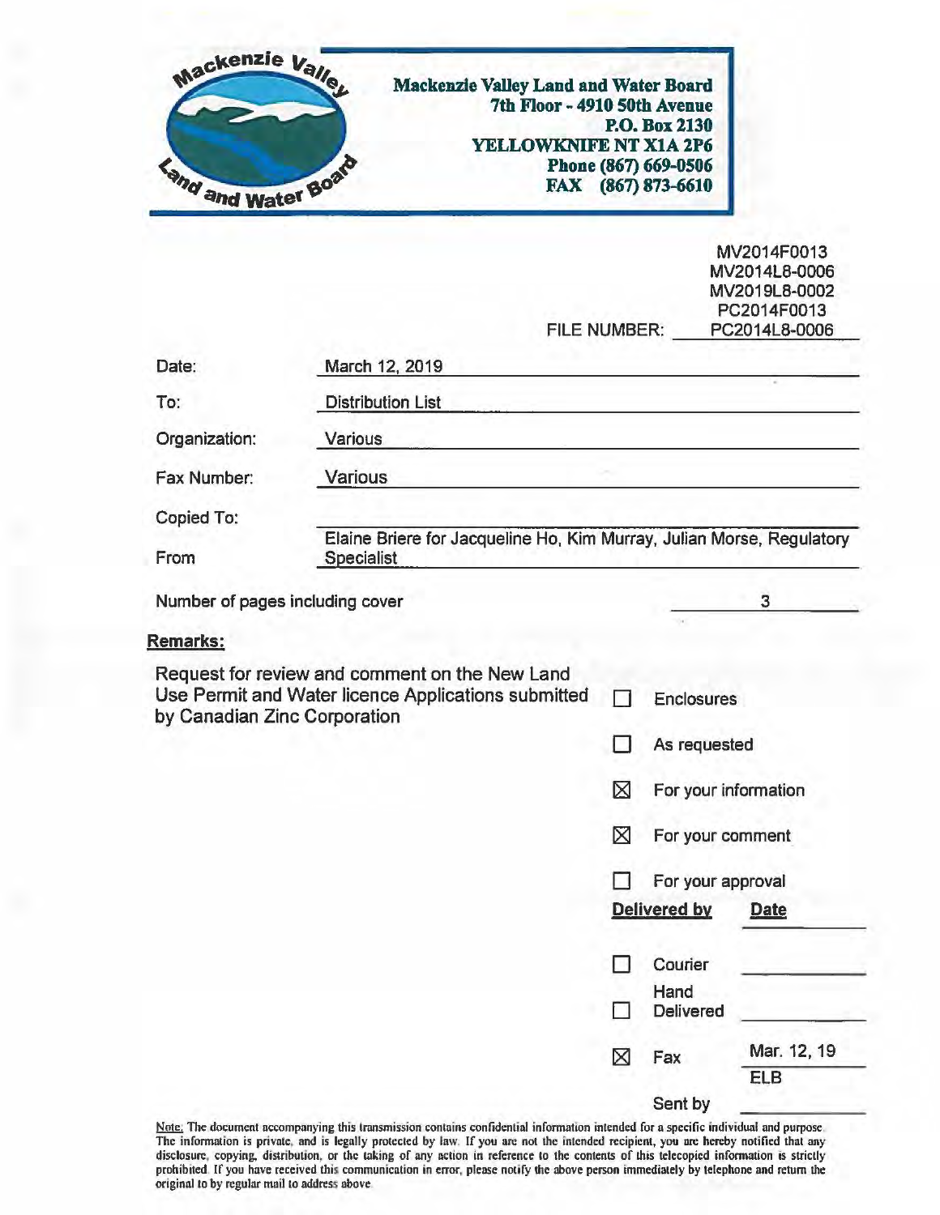**Mackenzie Valley Land and Water Board**
**7th Floor - 4910 50th Avenue**
**P.O. Box 2130**
**YELLOWKNIFE NT X1A 2P6**
**Phone (867) 669-0506**
**FAX (867) 873-6610**

FILE NUMBER: MV2014F0013
MV2014L8-0006
MV2019L8-0002
PC2014F0013
PC2014L8-0006

| | |
|---|---|
| Date: | March 12, 2019 |
| To: | Distribution List |
| Organization: | Various |
| Fax Number: | Various |
| Copied To: | |
| From | Elaine Briere for Jacqueline Ho, Kim Murray, Julian Morse, Regulatory Specialist |

Number of pages including cover: 3

**Remarks:**

Request for review and comment on the New Land Use Permit and Water licence Applications submitted by Canadian Zinc Corporation

- ☐ Enclosures
- ☐ As requested
- ☒ For your information
- ☒ For your comment
- ☐ For your approval

| Delivered by | Date |
|---|---|
| ☐ Courier | |
| ☐ Hand Delivered | |
| ☒ Fax | Mar. 12, 19 |
| Sent by | ELB |

Note: The document accompanying this transmission contains confidential information intended for a specific individual and purpose. The information is private, and is legally protected by law. If you are not the intended recipient, you are hereby notified that any disclosure, copying, distribution, or the taking of any action in reference to the contents of this telecopied information is strictly prohibited. If you have received this communication in error, please notify the above person immediately by telephone and return the original to by regular mail to address above.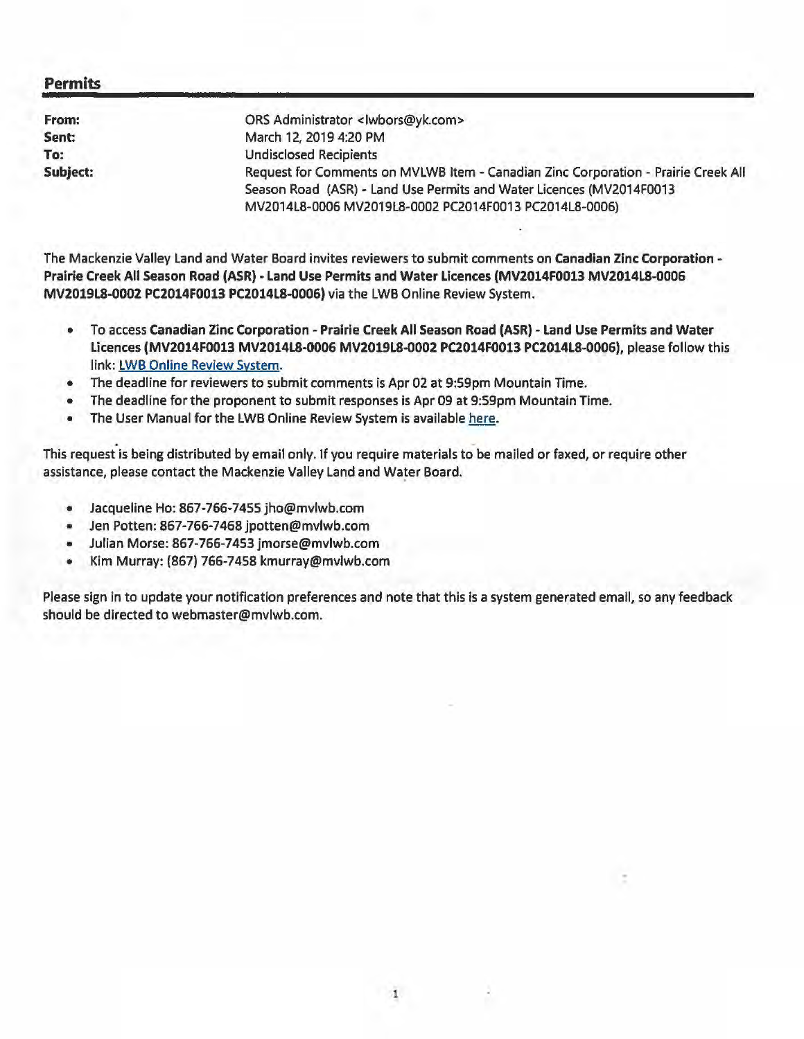## Permits

| | |
|---|---|
| **From:** | ORS Administrator <lwbors@yk.com> |
| **Sent:** | March 12, 2019 4:20 PM |
| **To:** | Undisclosed Recipients |
| **Subject:** | Request for Comments on MVLWB Item - Canadian Zinc Corporation - Prairie Creek All Season Road (ASR) - Land Use Permits and Water Licences (MV2014F0013 MV2014L8-0006 MV2019L8-0002 PC2014F0013 PC2014L8-0006) |

The Mackenzie Valley Land and Water Board invites reviewers to submit comments on **Canadian Zinc Corporation - Prairie Creek All Season Road (ASR) - Land Use Permits and Water Licences (MV2014F0013 MV2014L8-0006 MV2019L8-0002 PC2014F0013 PC2014L8-0006)** via the LWB Online Review System.

- To access **Canadian Zinc Corporation - Prairie Creek All Season Road (ASR) - Land Use Permits and Water Licences (MV2014F0013 MV2014L8-0006 MV2019L8-0002 PC2014F0013 PC2014L8-0006)**, please follow this link: LWB Online Review System.
- The deadline for reviewers to submit comments is Apr 02 at 9:59pm Mountain Time.
- The deadline for the proponent to submit responses is Apr 09 at 9:59pm Mountain Time.
- The User Manual for the LWB Online Review System is available here.

This request is being distributed by email only. If you require materials to be mailed or faxed, or require other assistance, please contact the Mackenzie Valley Land and Water Board.

- Jacqueline Ho: 867-766-7455 jho@mvlwb.com
- Jen Potten: 867-766-7468 jpotten@mvlwb.com
- Julian Morse: 867-766-7453 jmorse@mvlwb.com
- Kim Murray: (867) 766-7458 kmurray@mvlwb.com

Please sign in to update your notification preferences and note that this is a system generated email, so any feedback should be directed to webmaster@mvlwb.com.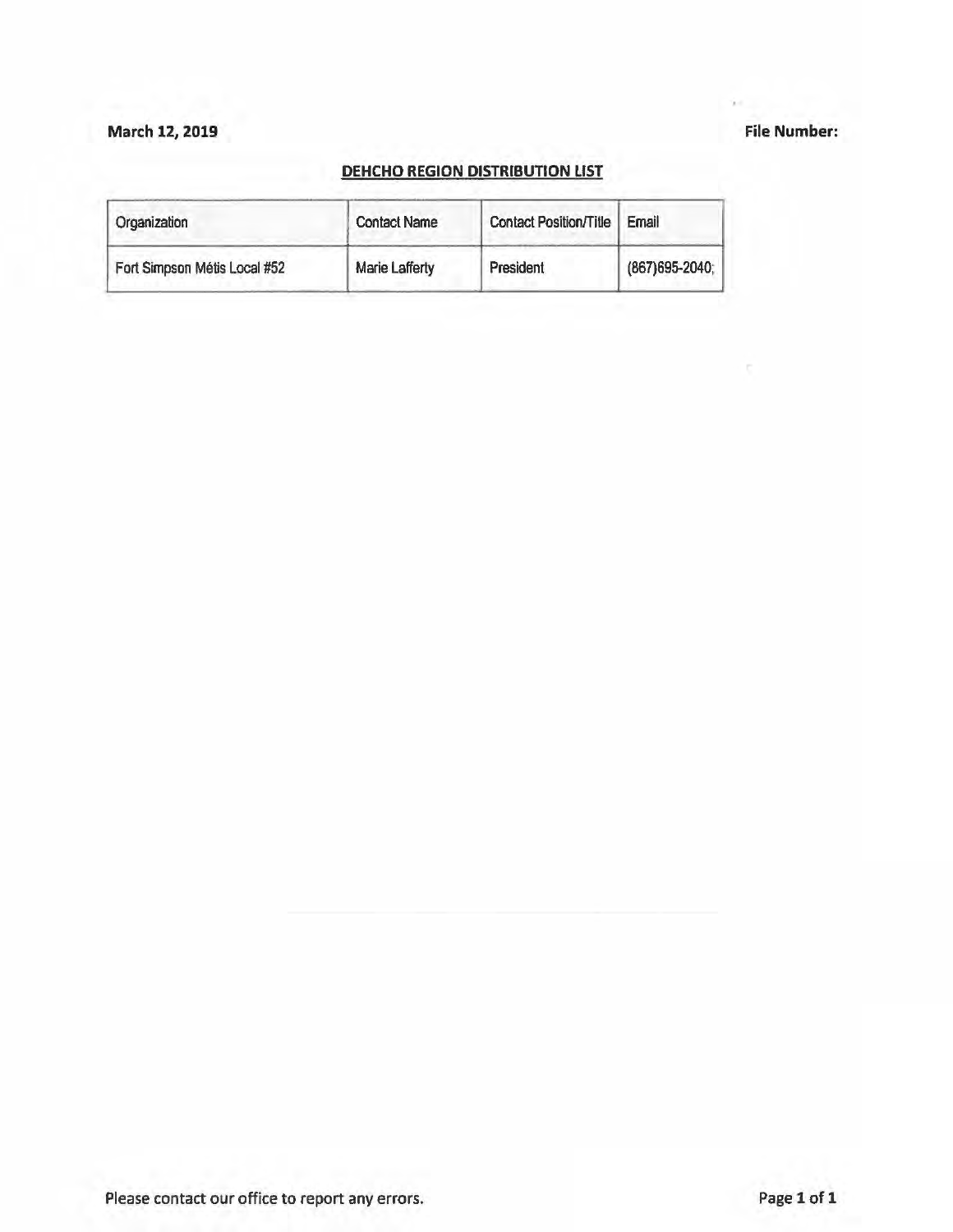**March 12, 2019** **File Number:**

**DEHCHO REGION DISTRIBUTION LIST**

| Organization | Contact Name | Contact Position/Title | Email |
|---|---|---|---|
| Fort Simpson Métis Local #52 | Marie Lafferty | President | (867)695-2040; |

Please contact our office to report any errors.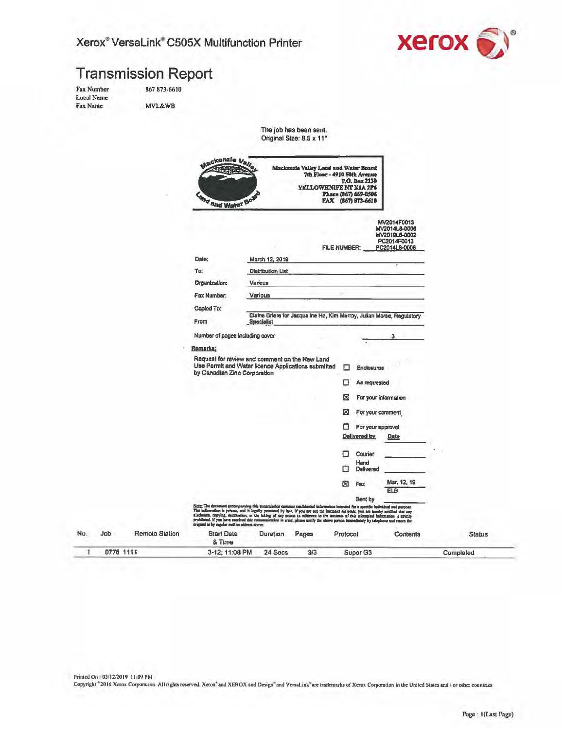Xerox® VersaLink® C505X Multifunction Printer

xerox

# Transmission Report

Fax Number 867 873-6610
Local Name
Fax Name MVL&WB

The job has been sent.
Original Size: 8.5 x 11"

Mackenzie Valley Land and Water Board
7th Floor - 4910 50th Avenue
P.O. Box 2130
YELLOWKNIFE NT X1A 2P6
Phone (867) 669-0506
FAX (867) 873-6610

FILE NUMBER: MV2014F0013
MV2014L8-0006
MV2019L8-0002
PC2014F0013
PC2014L8-0006

| | |
|---|---|
| Date: | March 12, 2019 |
| To: | Distribution List |
| Organization: | Various |
| Fax Number: | Various |
| Copied To: | |
| From | Elaine Briere for Jacqueline Ho, Kim Murray, Julian Morse, Regulatory Specialist |
| Number of pages including cover | 3 |

**Remarks:**

Request for review and comment on the New Land Use Permit and Water licence Applications submitted by Canadian Zinc Corporation

- ☐ Enclosures
- ☐ As requested
- ☒ For your information
- ☒ For your comment
- ☐ For your approval

| Delivered by | Date |
|---|---|
| ☐ Courier | |
| ☐ Hand Delivered | |
| ☒ Fax | Mar. 12, 19 |
| Sent by | ELB |

Note: The document accompanying this transmission contains confidential information intended for a specific individual and purpose. The information is private, and is legally protected by law. If you are not the intended recipient, you are hereby notified that any disclosure, copying, distribution, or the taking of any action in reliance to the contents of this telecopied information is strictly prohibited. If you have received this communication in error, please notify the above person immediately by telephone and return the original to by regular mail to address above.

| No. | Job | Remote Station | Start Date & Time | Duration | Pages | Protocol | Contents | Status |
|---|---|---|---|---|---|---|---|---|
| 1 | 0776 | 1111 | 3-12; 11:08 PM | 24 Secs | 3/3 | Super G3 | | Completed |

Printed On : 03/12/2019 11:09 PM
Copyright ©2016 Xerox Corporation. All rights reserved. Xerox® and XEROX and Design® and VersaLink® are trademarks of Xerox Corporation in the United States and / or other countries.